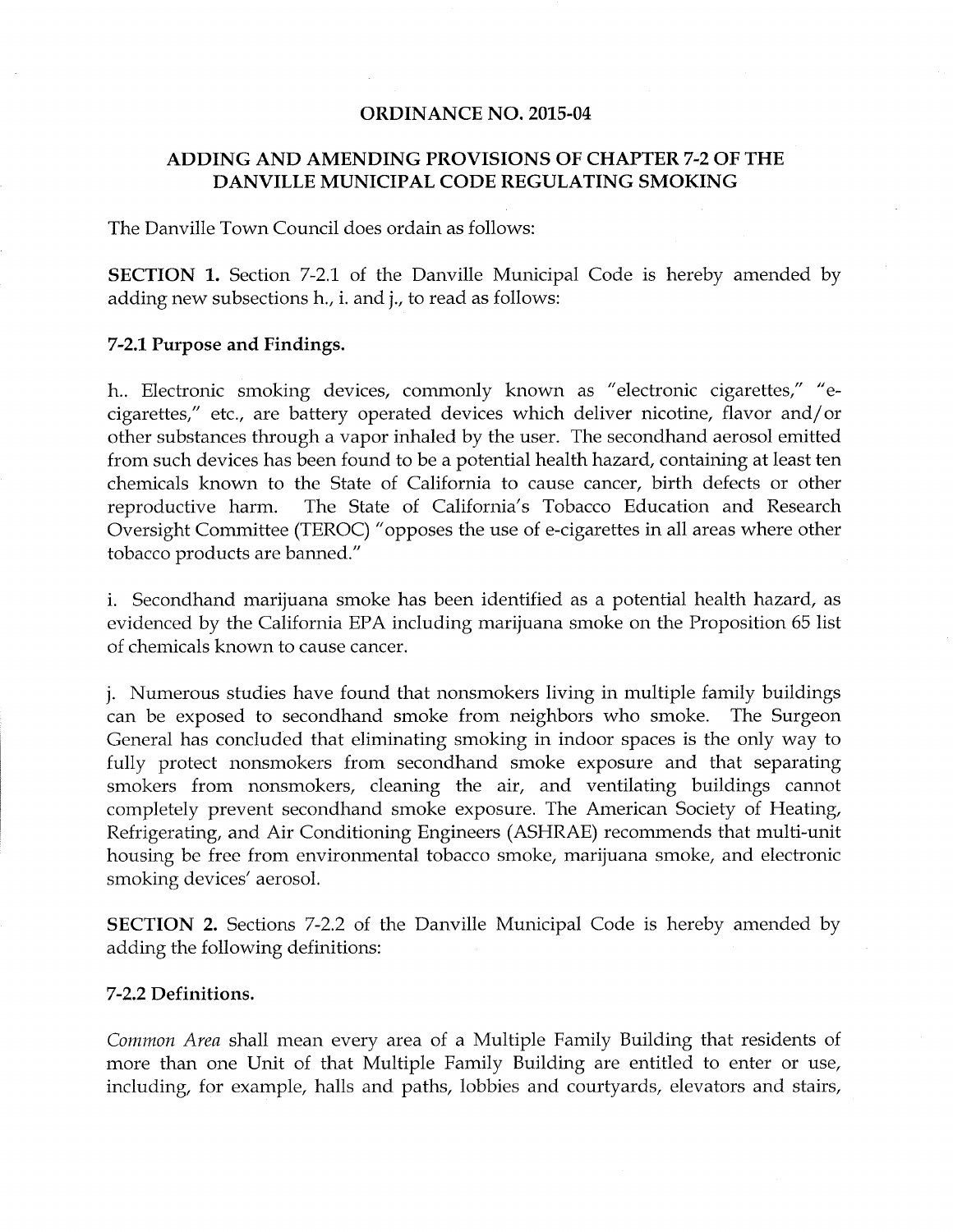# ORDINANCE NO. 2015-04

## ADDING AND AMENDING PROVISIONS OF CHAPTER 7-2 OF THE DANVILLE MUNICIPAL CODE REGULATING SMOKING

The Danville Town Council does ordain as follows:

**SECTION 1.** Section 7-2.1 of the Danville Municipal Code is hereby amended by adding new subsections h., i. and j., to read as follows:

### 7-2.1 Purpose and Findings.

h.. Electronic smoking devices, commonly known as "electronic cigarettes," "e-cigarettes," etc., are battery operated devices which deliver nicotine, flavor and/or other substances through a vapor inhaled by the user. The secondhand aerosol emitted from such devices has been found to be a potential health hazard, containing at least ten chemicals known to the State of California to cause cancer, birth defects or other reproductive harm. The State of California's Tobacco Education and Research Oversight Committee (TEROC) "opposes the use of e-cigarettes in all areas where other tobacco products are banned."

i. Secondhand marijuana smoke has been identified as a potential health hazard, as evidenced by the California EPA including marijuana smoke on the Proposition 65 list of chemicals known to cause cancer.

j. Numerous studies have found that nonsmokers living in multiple family buildings can be exposed to secondhand smoke from neighbors who smoke. The Surgeon General has concluded that eliminating smoking in indoor spaces is the only way to fully protect nonsmokers from secondhand smoke exposure and that separating smokers from nonsmokers, cleaning the air, and ventilating buildings cannot completely prevent secondhand smoke exposure. The American Society of Heating, Refrigerating, and Air Conditioning Engineers (ASHRAE) recommends that multi-unit housing be free from environmental tobacco smoke, marijuana smoke, and electronic smoking devices' aerosol.

**SECTION 2.** Sections 7-2.2 of the Danville Municipal Code is hereby amended by adding the following definitions:

### 7-2.2 Definitions.

*Common Area* shall mean every area of a Multiple Family Building that residents of more than one Unit of that Multiple Family Building are entitled to enter or use, including, for example, halls and paths, lobbies and courtyards, elevators and stairs,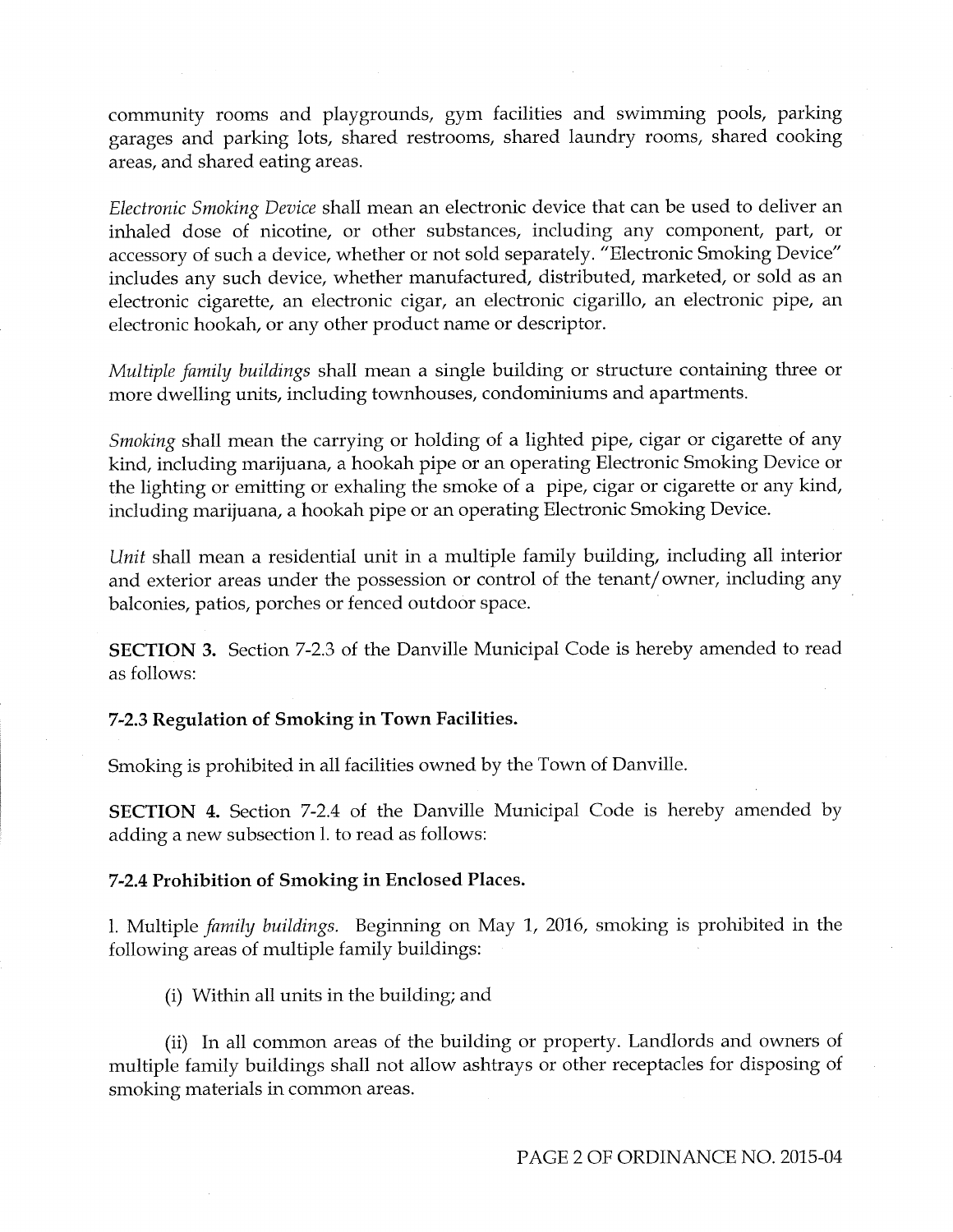community rooms and playgrounds, gym facilities and swimming pools, parking garages and parking lots, shared restrooms, shared laundry rooms, shared cooking areas, and shared eating areas.

*Electronic Smoking Device* shall mean an electronic device that can be used to deliver an inhaled dose of nicotine, or other substances, including any component, part, or accessory of such a device, whether or not sold separately. "Electronic Smoking Device" includes any such device, whether manufactured, distributed, marketed, or sold as an electronic cigarette, an electronic cigar, an electronic cigarillo, an electronic pipe, an electronic hookah, or any other product name or descriptor.

*Multiple family buildings* shall mean a single building or structure containing three or more dwelling units, including townhouses, condominiums and apartments.

*Smoking* shall mean the carrying or holding of a lighted pipe, cigar or cigarette of any kind, including marijuana, a hookah pipe or an operating Electronic Smoking Device or the lighting or emitting or exhaling the smoke of a pipe, cigar or cigarette or any kind, including marijuana, a hookah pipe or an operating Electronic Smoking Device.

*Unit* shall mean a residential unit in a multiple family building, including all interior and exterior areas under the possession or control of the tenant/owner, including any balconies, patios, porches or fenced outdoor space.

**SECTION 3.** Section 7-2.3 of the Danville Municipal Code is hereby amended to read as follows:

**7-2.3 Regulation of Smoking in Town Facilities.**

Smoking is prohibited in all facilities owned by the Town of Danville.

**SECTION 4.** Section 7-2.4 of the Danville Municipal Code is hereby amended by adding a new subsection l. to read as follows:

**7-2.4 Prohibition of Smoking in Enclosed Places.**

l. Multiple *family buildings.* Beginning on May 1, 2016, smoking is prohibited in the following areas of multiple family buildings:

(i) Within all units in the building; and

(ii) In all common areas of the building or property. Landlords and owners of multiple family buildings shall not allow ashtrays or other receptacles for disposing of smoking materials in common areas.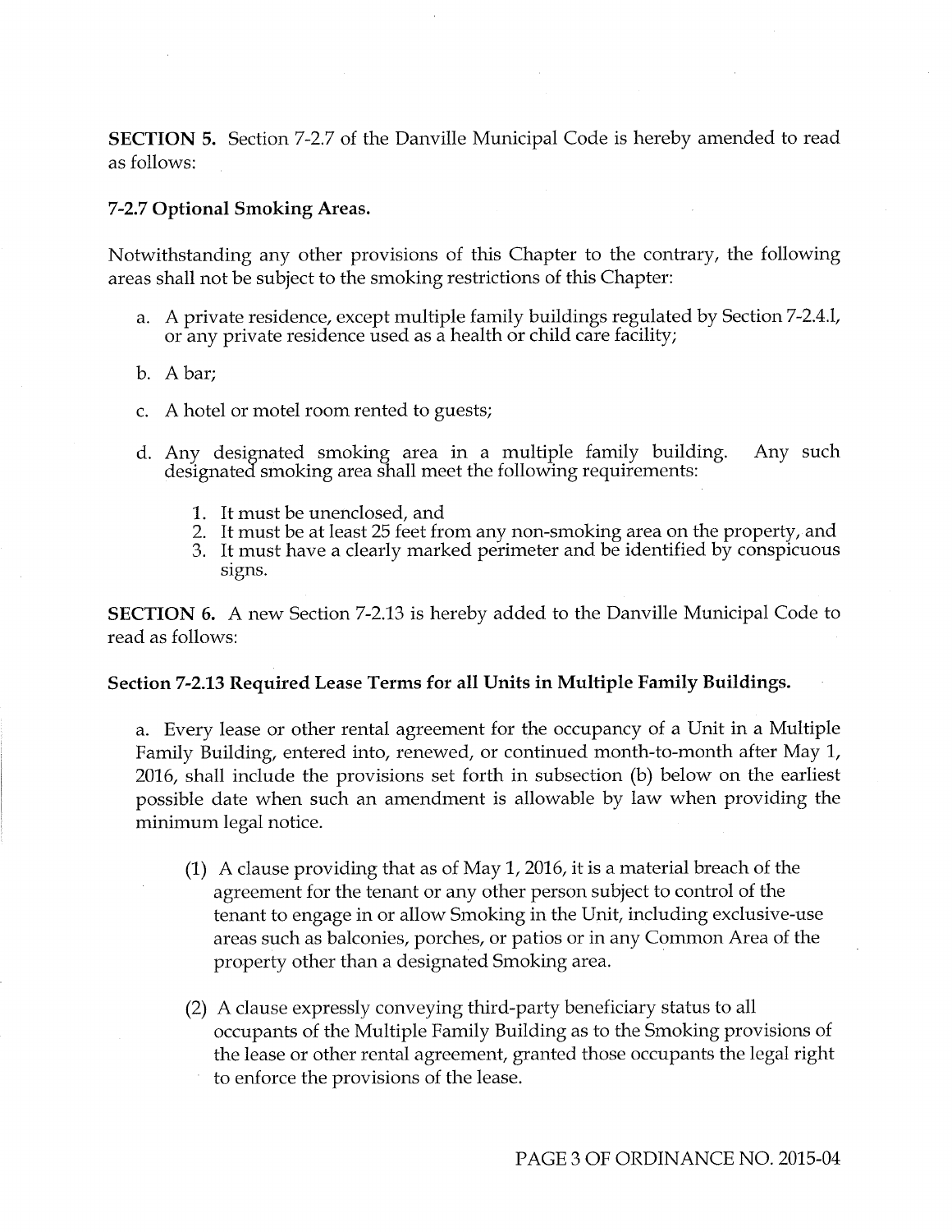**SECTION 5.** Section 7-2.7 of the Danville Municipal Code is hereby amended to read as follows:

**7-2.7 Optional Smoking Areas.**

Notwithstanding any other provisions of this Chapter to the contrary, the following areas shall not be subject to the smoking restrictions of this Chapter:

a. A private residence, except multiple family buildings regulated by Section 7-2.4.1, or any private residence used as a health or child care facility;

b. A bar;

c. A hotel or motel room rented to guests;

d. Any designated smoking area in a multiple family building. Any such designated smoking area shall meet the following requirements:

   1. It must be unenclosed, and
   2. It must be at least 25 feet from any non-smoking area on the property, and
   3. It must have a clearly marked perimeter and be identified by conspicuous signs.

**SECTION 6.** A new Section 7-2.13 is hereby added to the Danville Municipal Code to read as follows:

**Section 7-2.13 Required Lease Terms for all Units in Multiple Family Buildings.**

a. Every lease or other rental agreement for the occupancy of a Unit in a Multiple Family Building, entered into, renewed, or continued month-to-month after May 1, 2016, shall include the provisions set forth in subsection (b) below on the earliest possible date when such an amendment is allowable by law when providing the minimum legal notice.

   (1) A clause providing that as of May 1, 2016, it is a material breach of the agreement for the tenant or any other person subject to control of the tenant to engage in or allow Smoking in the Unit, including exclusive-use areas such as balconies, porches, or patios or in any Common Area of the property other than a designated Smoking area.

   (2) A clause expressly conveying third-party beneficiary status to all occupants of the Multiple Family Building as to the Smoking provisions of the lease or other rental agreement, granted those occupants the legal right to enforce the provisions of the lease.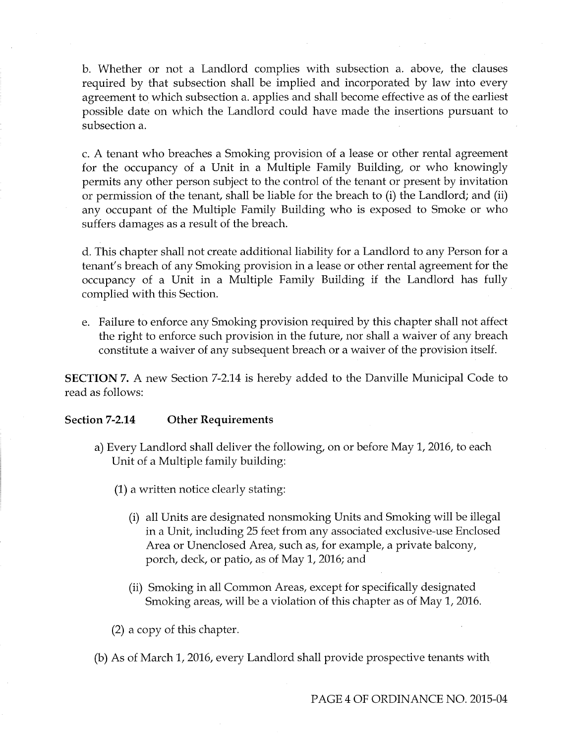b. Whether or not a Landlord complies with subsection a. above, the clauses required by that subsection shall be implied and incorporated by law into every agreement to which subsection a. applies and shall become effective as of the earliest possible date on which the Landlord could have made the insertions pursuant to subsection a.

c. A tenant who breaches a Smoking provision of a lease or other rental agreement for the occupancy of a Unit in a Multiple Family Building, or who knowingly permits any other person subject to the control of the tenant or present by invitation or permission of the tenant, shall be liable for the breach to (i) the Landlord; and (ii) any occupant of the Multiple Family Building who is exposed to Smoke or who suffers damages as a result of the breach.

d. This chapter shall not create additional liability for a Landlord to any Person for a tenant's breach of any Smoking provision in a lease or other rental agreement for the occupancy of a Unit in a Multiple Family Building if the Landlord has fully complied with this Section.

e. Failure to enforce any Smoking provision required by this chapter shall not affect the right to enforce such provision in the future, nor shall a waiver of any breach constitute a waiver of any subsequent breach or a waiver of the provision itself.

**SECTION 7.** A new Section 7-2.14 is hereby added to the Danville Municipal Code to read as follows:

**Section 7-2.14 Other Requirements**

a) Every Landlord shall deliver the following, on or before May 1, 2016, to each Unit of a Multiple family building:

(1) a written notice clearly stating:

(i) all Units are designated nonsmoking Units and Smoking will be illegal in a Unit, including 25 feet from any associated exclusive-use Enclosed Area or Unenclosed Area, such as, for example, a private balcony, porch, deck, or patio, as of May 1, 2016; and

(ii) Smoking in all Common Areas, except for specifically designated Smoking areas, will be a violation of this chapter as of May 1, 2016.

(2) a copy of this chapter.

(b) As of March 1, 2016, every Landlord shall provide prospective tenants with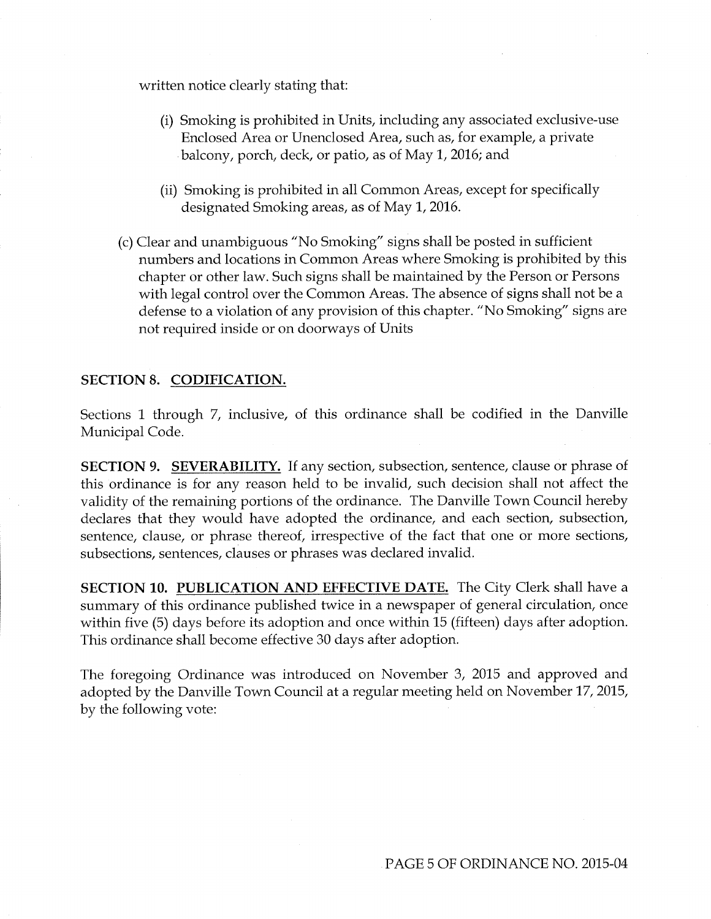written notice clearly stating that:

(i) Smoking is prohibited in Units, including any associated exclusive-use Enclosed Area or Unenclosed Area, such as, for example, a private balcony, porch, deck, or patio, as of May 1, 2016; and

(ii) Smoking is prohibited in all Common Areas, except for specifically designated Smoking areas, as of May 1, 2016.

(c) Clear and unambiguous "No Smoking" signs shall be posted in sufficient numbers and locations in Common Areas where Smoking is prohibited by this chapter or other law. Such signs shall be maintained by the Person or Persons with legal control over the Common Areas. The absence of signs shall not be a defense to a violation of any provision of this chapter. "No Smoking" signs are not required inside or on doorways of Units

**SECTION 8. CODIFICATION.**

Sections 1 through 7, inclusive, of this ordinance shall be codified in the Danville Municipal Code.

**SECTION 9. SEVERABILITY.** If any section, subsection, sentence, clause or phrase of this ordinance is for any reason held to be invalid, such decision shall not affect the validity of the remaining portions of the ordinance. The Danville Town Council hereby declares that they would have adopted the ordinance, and each section, subsection, sentence, clause, or phrase thereof, irrespective of the fact that one or more sections, subsections, sentences, clauses or phrases was declared invalid.

**SECTION 10. PUBLICATION AND EFFECTIVE DATE.** The City Clerk shall have a summary of this ordinance published twice in a newspaper of general circulation, once within five (5) days before its adoption and once within 15 (fifteen) days after adoption. This ordinance shall become effective 30 days after adoption.

The foregoing Ordinance was introduced on November 3, 2015 and approved and adopted by the Danville Town Council at a regular meeting held on November 17, 2015, by the following vote: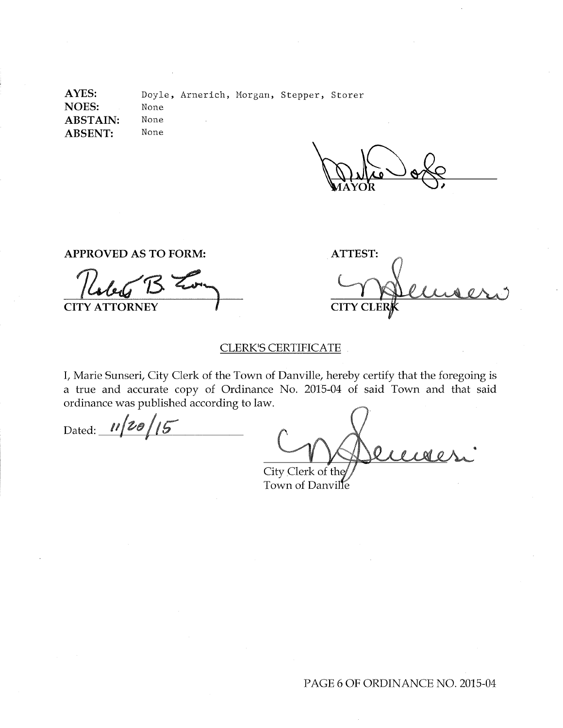| | |
|---|---|
| **AYES:** | Doyle, Arnerich, Morgan, Stepper, Storer |
| **NOES:** | None |
| **ABSTAIN:** | None |
| **ABSENT:** | None |

MAYOR

**APPROVED AS TO FORM:**

CITY ATTORNEY

**ATTEST:**

CITY CLERK

CLERK'S CERTIFICATE

I, Marie Sunseri, City Clerk of the Town of Danville, hereby certify that the foregoing is a true and accurate copy of Ordinance No. 2015-04 of said Town and that said ordinance was published according to law.

Dated: 11/20/15

City Clerk of the
Town of Danville